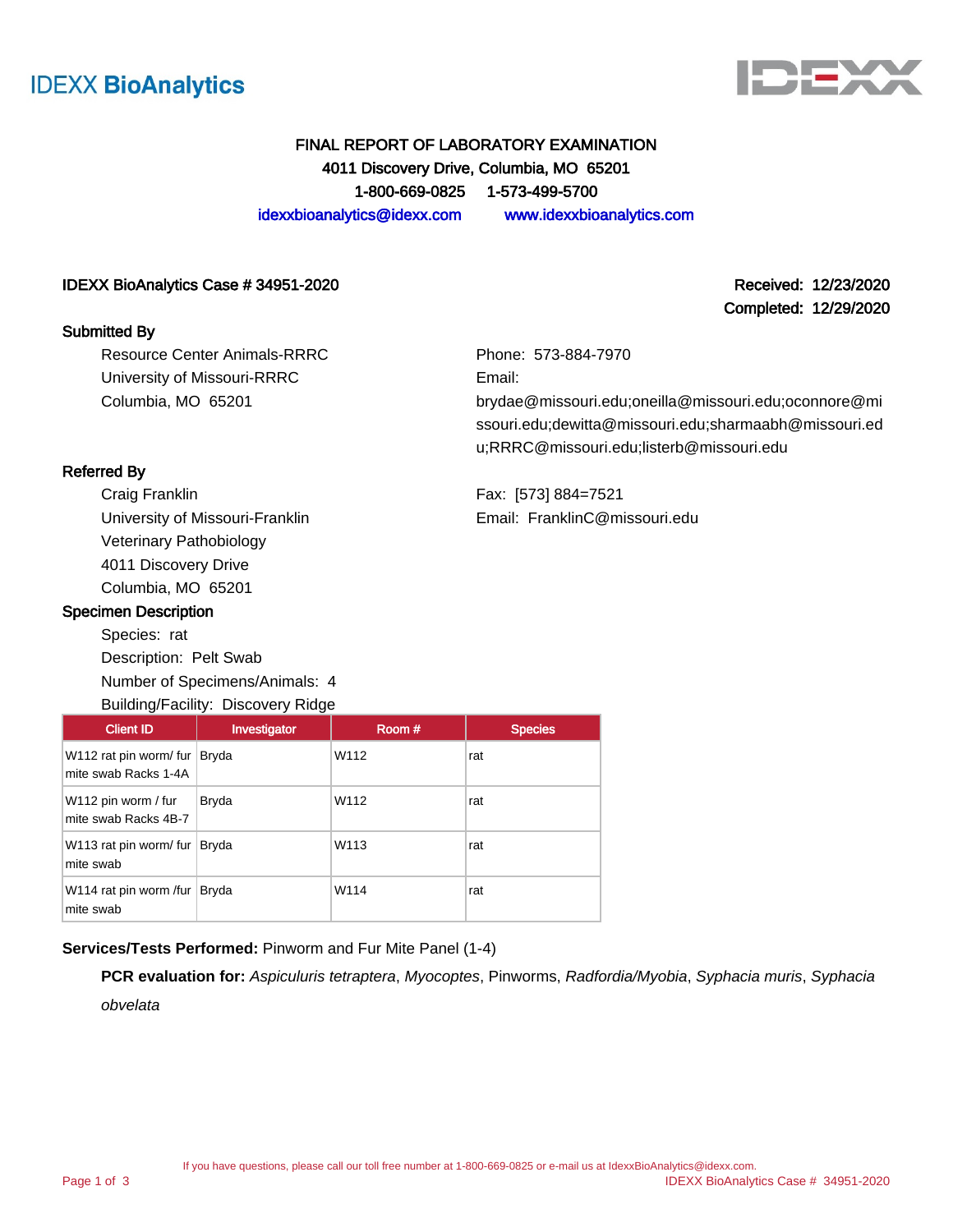IDEXX BioAnalytics

# FINAL REPORT OF LABORATORY EXAMINATION

**4011 Discovery Drive, Columbia, MO 65201**

**1-800-669-0825 1-573-499-5700**

idexxbioanalytics@idexx.com www.idexxbioanalytics.com

**IDEXX BioAnalytics Case # 34951-2020**

**Received: 12/23/2020**

**Completed: 12/29/2020**

### Submitted By

Resource Center Animals-RRRC
University of Missouri-RRRC
Columbia, MO 65201

Phone: 573-884-7970
Email: brydae@missouri.edu;oneilla@missouri.edu;oconnore@missouri.edu;dewitta@missouri.edu;sharmaabh@missouri.edu;RRRC@missouri.edu;listerb@missouri.edu

### Referred By

Craig Franklin
University of Missouri-Franklin
Veterinary Pathobiology
4011 Discovery Drive
Columbia, MO 65201

Fax: [573] 884=7521
Email: FranklinC@missouri.edu

### Specimen Description

Species: rat
Description: Pelt Swab
Number of Specimens/Animals: 4
Building/Facility: Discovery Ridge

| Client ID | Investigator | Room # | Species |
|---|---|---|---|
| W112 rat pin worm/ fur mite swab Racks 1-4A | Bryda | W112 | rat |
| W112 pin worm / fur mite swab Racks 4B-7 | Bryda | W112 | rat |
| W113 rat pin worm/ fur mite swab | Bryda | W113 | rat |
| W114 rat pin worm /fur mite swab | Bryda | W114 | rat |

**Services/Tests Performed:** Pinworm and Fur Mite Panel (1-4)

**PCR evaluation for:** *Aspiculuris tetraptera*, *Myocoptes*, Pinworms, *Radfordia/Myobia*, *Syphacia muris*, *Syphacia obvelata*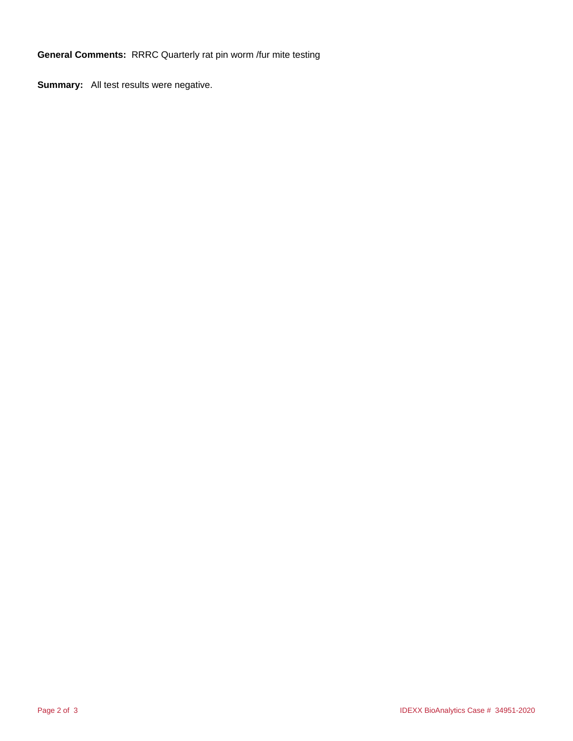**General Comments:** RRRC Quarterly rat pin worm /fur mite testing

**Summary:** All test results were negative.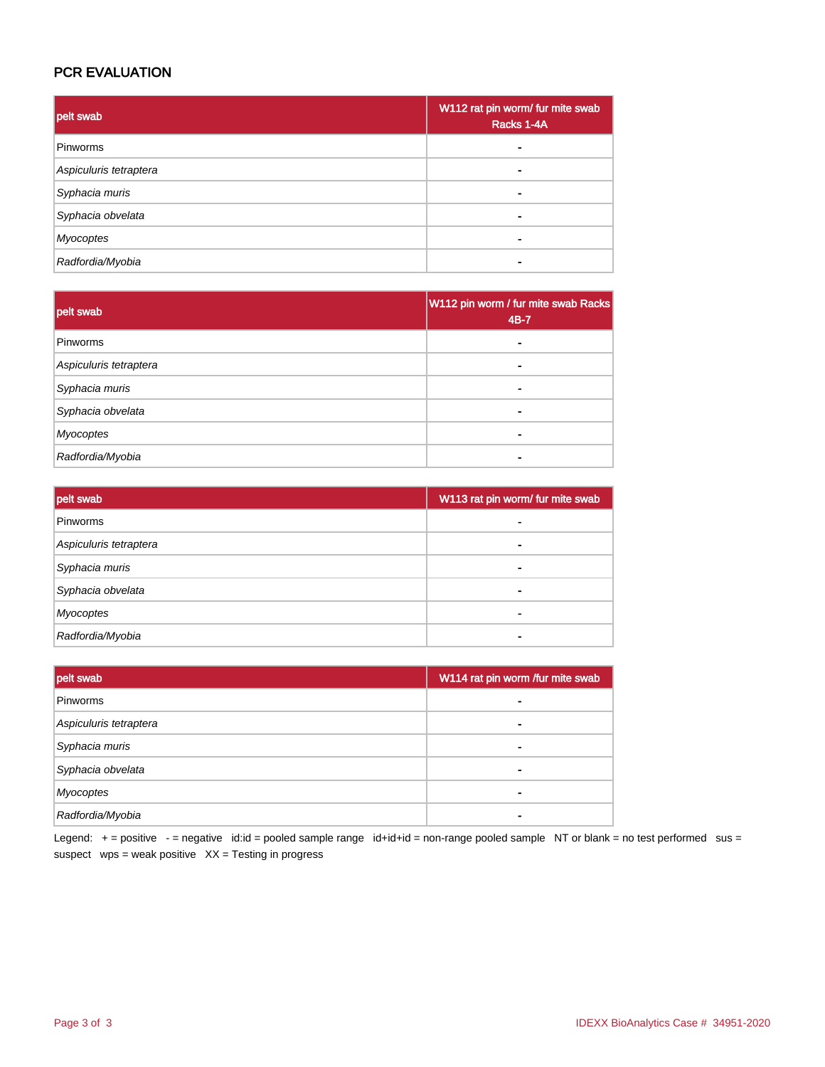## PCR EVALUATION

| pelt swab | W112 rat pin worm/ fur mite swab Racks 1-4A |
|---|---|
| Pinworms | - |
| *Aspiculuris tetraptera* | - |
| *Syphacia muris* | - |
| *Syphacia obvelata* | - |
| *Myocoptes* | - |
| *Radfordia/Myobia* | - |

| pelt swab | W112 pin worm / fur mite swab Racks 4B-7 |
|---|---|
| Pinworms | - |
| *Aspiculuris tetraptera* | - |
| *Syphacia muris* | - |
| *Syphacia obvelata* | - |
| *Myocoptes* | - |
| *Radfordia/Myobia* | - |

| pelt swab | W113 rat pin worm/ fur mite swab |
|---|---|
| Pinworms | - |
| *Aspiculuris tetraptera* | - |
| *Syphacia muris* | - |
| *Syphacia obvelata* | - |
| *Myocoptes* | - |
| *Radfordia/Myobia* | - |

| pelt swab | W114 rat pin worm /fur mite swab |
|---|---|
| Pinworms | - |
| *Aspiculuris tetraptera* | - |
| *Syphacia muris* | - |
| *Syphacia obvelata* | - |
| *Myocoptes* | - |
| *Radfordia/Myobia* | - |

Legend: + = positive - = negative id:id = pooled sample range id+id+id = non-range pooled sample NT or blank = no test performed sus = suspect wps = weak positive XX = Testing in progress

IDEXX BioAnalytics Case # 34951-2020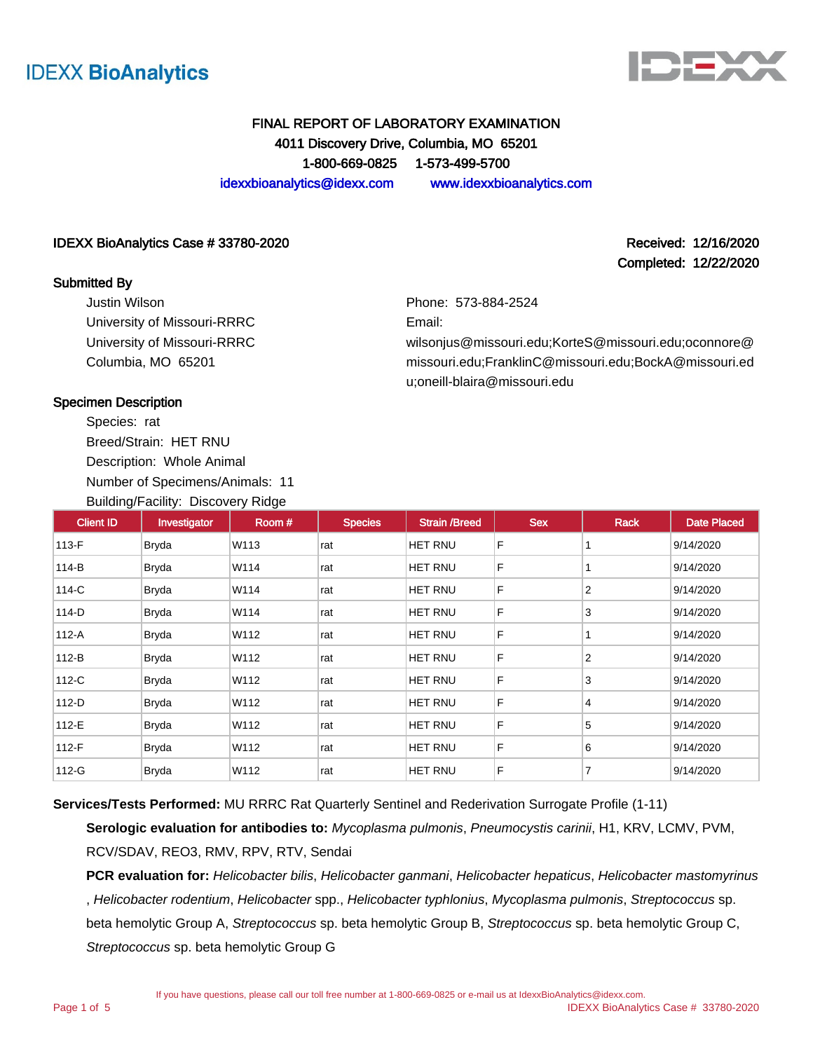IDEXX BioAnalytics

FINAL REPORT OF LABORATORY EXAMINATION
4011 Discovery Drive, Columbia, MO 65201
1-800-669-0825 1-573-499-5700
idexxbioanalytics@idexx.com www.idexxbioanalytics.com

**IDEXX BioAnalytics Case # 33780-2020**

**Received: 12/16/2020**
**Completed: 12/22/2020**

**Submitted By**

Justin Wilson
University of Missouri-RRRC
University of Missouri-RRRC
Columbia, MO 65201

Phone: 573-884-2524
Email:
wilsonjus@missouri.edu;KorteS@missouri.edu;oconnore@missouri.edu;FranklinC@missouri.edu;BockA@missouri.edu;oneill-blaira@missouri.edu

**Specimen Description**

Species: rat
Breed/Strain: HET RNU
Description: Whole Animal
Number of Specimens/Animals: 11
Building/Facility: Discovery Ridge

| Client ID | Investigator | Room # | Species | Strain /Breed | Sex | Rack | Date Placed |
|---|---|---|---|---|---|---|---|
| 113-F | Bryda | W113 | rat | HET RNU | F | 1 | 9/14/2020 |
| 114-B | Bryda | W114 | rat | HET RNU | F | 1 | 9/14/2020 |
| 114-C | Bryda | W114 | rat | HET RNU | F | 2 | 9/14/2020 |
| 114-D | Bryda | W114 | rat | HET RNU | F | 3 | 9/14/2020 |
| 112-A | Bryda | W112 | rat | HET RNU | F | 1 | 9/14/2020 |
| 112-B | Bryda | W112 | rat | HET RNU | F | 2 | 9/14/2020 |
| 112-C | Bryda | W112 | rat | HET RNU | F | 3 | 9/14/2020 |
| 112-D | Bryda | W112 | rat | HET RNU | F | 4 | 9/14/2020 |
| 112-E | Bryda | W112 | rat | HET RNU | F | 5 | 9/14/2020 |
| 112-F | Bryda | W112 | rat | HET RNU | F | 6 | 9/14/2020 |
| 112-G | Bryda | W112 | rat | HET RNU | F | 7 | 9/14/2020 |

**Services/Tests Performed:** MU RRRC Rat Quarterly Sentinel and Rederivation Surrogate Profile (1-11)

**Serologic evaluation for antibodies to:** *Mycoplasma pulmonis*, *Pneumocystis carinii*, H1, KRV, LCMV, PVM, RCV/SDAV, REO3, RMV, RPV, RTV, Sendai

**PCR evaluation for:** *Helicobacter bilis*, *Helicobacter ganmani*, *Helicobacter hepaticus*, *Helicobacter mastomyrinus*, *Helicobacter rodentium*, *Helicobacter* spp., *Helicobacter typhlonius*, *Mycoplasma pulmonis*, *Streptococcus* sp. beta hemolytic Group A, *Streptococcus* sp. beta hemolytic Group B, *Streptococcus* sp. beta hemolytic Group C, *Streptococcus* sp. beta hemolytic Group G

If you have questions, please call our toll free number at 1-800-669-0825 or e-mail us at IdexxBioAnalytics@idexx.com.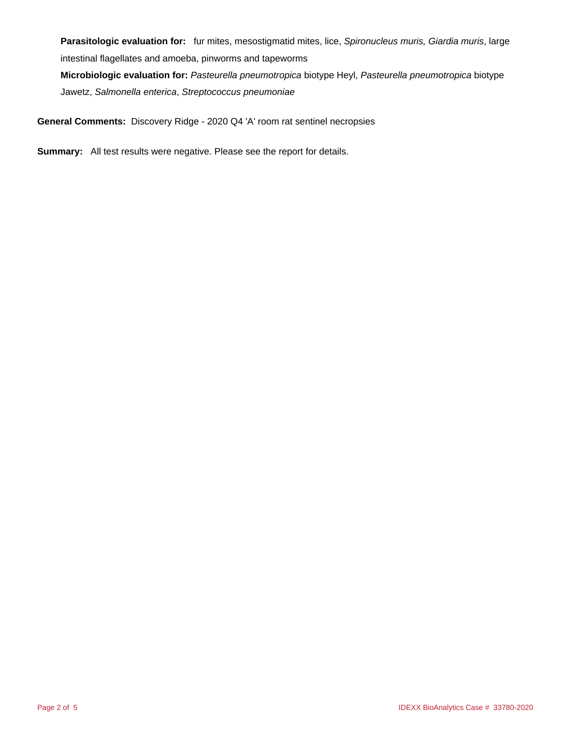**Parasitologic evaluation for:** fur mites, mesostigmatid mites, lice, *Spironucleus muris, Giardia muris*, large intestinal flagellates and amoeba, pinworms and tapeworms

**Microbiologic evaluation for:** *Pasteurella pneumotropica* biotype Heyl, *Pasteurella pneumotropica* biotype Jawetz, *Salmonella enterica*, *Streptococcus pneumoniae*

**General Comments:** Discovery Ridge - 2020 Q4 'A' room rat sentinel necropsies

**Summary:** All test results were negative. Please see the report for details.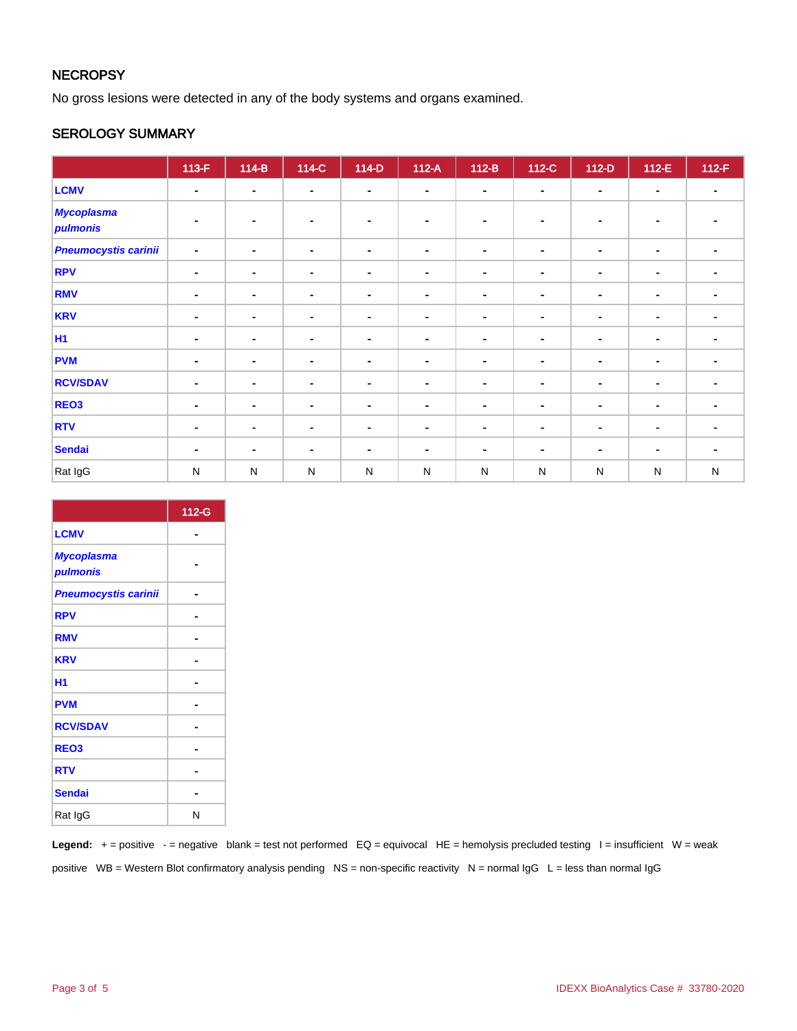## NECROPSY

No gross lesions were detected in any of the body systems and organs examined.

## SEROLOGY SUMMARY

| | 113-F | 114-B | 114-C | 114-D | 112-A | 112-B | 112-C | 112-D | 112-E | 112-F |
|---|---|---|---|---|---|---|---|---|---|---|
| LCMV | - | - | - | - | - | - | - | - | - | - |
| *Mycoplasma pulmonis* | - | - | - | - | - | - | - | - | - | - |
| *Pneumocystis carinii* | - | - | - | - | - | - | - | - | - | - |
| RPV | - | - | - | - | - | - | - | - | - | - |
| RMV | - | - | - | - | - | - | - | - | - | - |
| KRV | - | - | - | - | - | - | - | - | - | - |
| H1 | - | - | - | - | - | - | - | - | - | - |
| PVM | - | - | - | - | - | - | - | - | - | - |
| RCV/SDAV | - | - | - | - | - | - | - | - | - | - |
| REO3 | - | - | - | - | - | - | - | - | - | - |
| RTV | - | - | - | - | - | - | - | - | - | - |
| Sendai | - | - | - | - | - | - | - | - | - | - |
| Rat IgG | N | N | N | N | N | N | N | N | N | N |

| | 112-G |
|---|---|
| LCMV | - |
| *Mycoplasma pulmonis* | - |
| *Pneumocystis carinii* | - |
| RPV | - |
| RMV | - |
| KRV | - |
| H1 | - |
| PVM | - |
| RCV/SDAV | - |
| REO3 | - |
| RTV | - |
| Sendai | - |
| Rat IgG | N |

**Legend:** + = positive - = negative blank = test not performed EQ = equivocal HE = hemolysis precluded testing I = insufficient W = weak positive WB = Western Blot confirmatory analysis pending NS = non-specific reactivity N = normal IgG L = less than normal IgG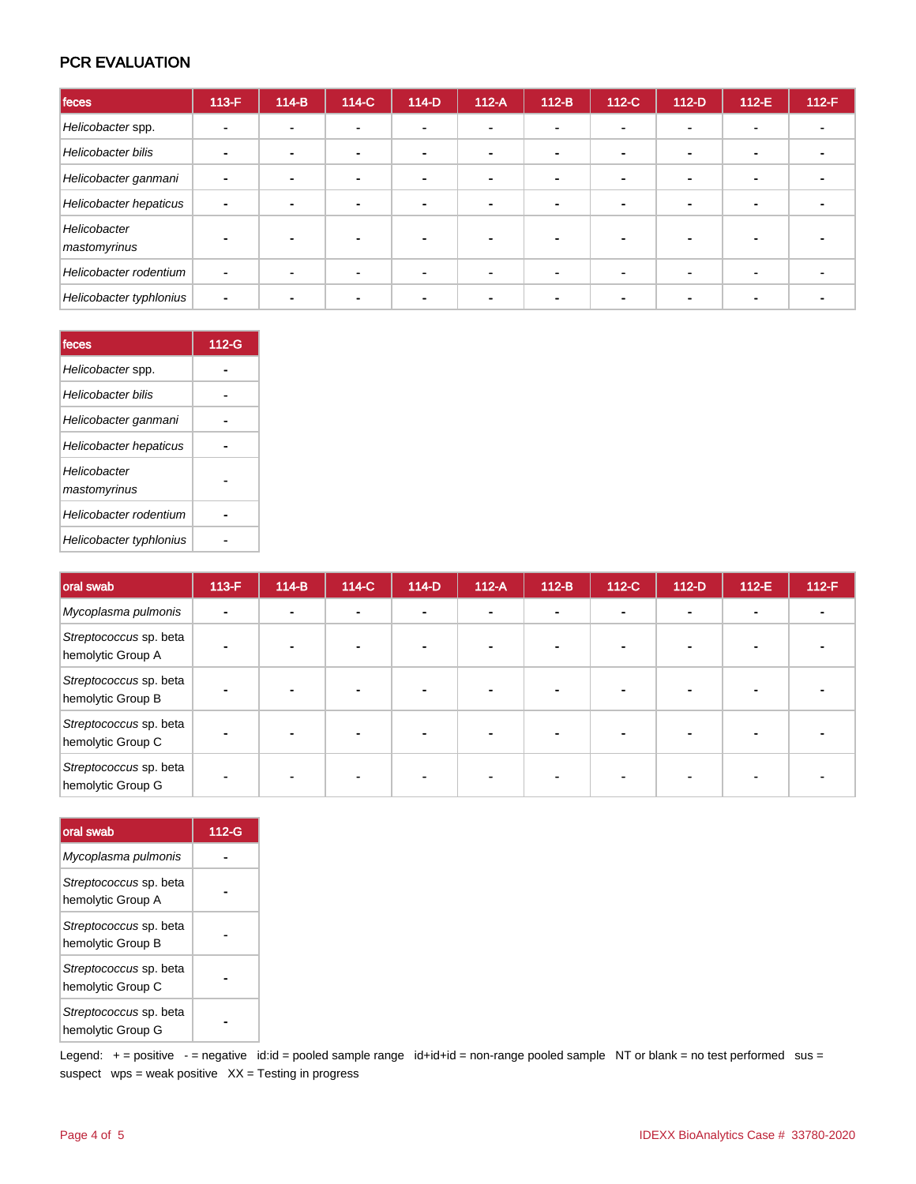## PCR EVALUATION

| feces | 113-F | 114-B | 114-C | 114-D | 112-A | 112-B | 112-C | 112-D | 112-E | 112-F |
|---|---|---|---|---|---|---|---|---|---|---|
| *Helicobacter* spp. | - | - | - | - | - | - | - | - | - | - |
| *Helicobacter bilis* | - | - | - | - | - | - | - | - | - | - |
| *Helicobacter ganmani* | - | - | - | - | - | - | - | - | - | - |
| *Helicobacter hepaticus* | - | - | - | - | - | - | - | - | - | - |
| *Helicobacter mastomyrinus* | - | - | - | - | - | - | - | - | - | - |
| *Helicobacter rodentium* | - | - | - | - | - | - | - | - | - | - |
| *Helicobacter typhlonius* | - | - | - | - | - | - | - | - | - | - |

| feces | 112-G |
|---|---|
| *Helicobacter* spp. | - |
| *Helicobacter bilis* | - |
| *Helicobacter ganmani* | - |
| *Helicobacter hepaticus* | - |
| *Helicobacter mastomyrinus* | - |
| *Helicobacter rodentium* | - |
| *Helicobacter typhlonius* | - |

| oral swab | 113-F | 114-B | 114-C | 114-D | 112-A | 112-B | 112-C | 112-D | 112-E | 112-F |
|---|---|---|---|---|---|---|---|---|---|---|
| *Mycoplasma pulmonis* | - | - | - | - | - | - | - | - | - | - |
| *Streptococcus* sp. beta hemolytic Group A | - | - | - | - | - | - | - | - | - | - |
| *Streptococcus* sp. beta hemolytic Group B | - | - | - | - | - | - | - | - | - | - |
| *Streptococcus* sp. beta hemolytic Group C | - | - | - | - | - | - | - | - | - | - |
| *Streptococcus* sp. beta hemolytic Group G | - | - | - | - | - | - | - | - | - | - |

| oral swab | 112-G |
|---|---|
| *Mycoplasma pulmonis* | - |
| *Streptococcus* sp. beta hemolytic Group A | - |
| *Streptococcus* sp. beta hemolytic Group B | - |
| *Streptococcus* sp. beta hemolytic Group C | - |
| *Streptococcus* sp. beta hemolytic Group G | - |

Legend: + = positive - = negative id:id = pooled sample range id+id+id = non-range pooled sample NT or blank = no test performed sus = suspect wps = weak positive XX = Testing in progress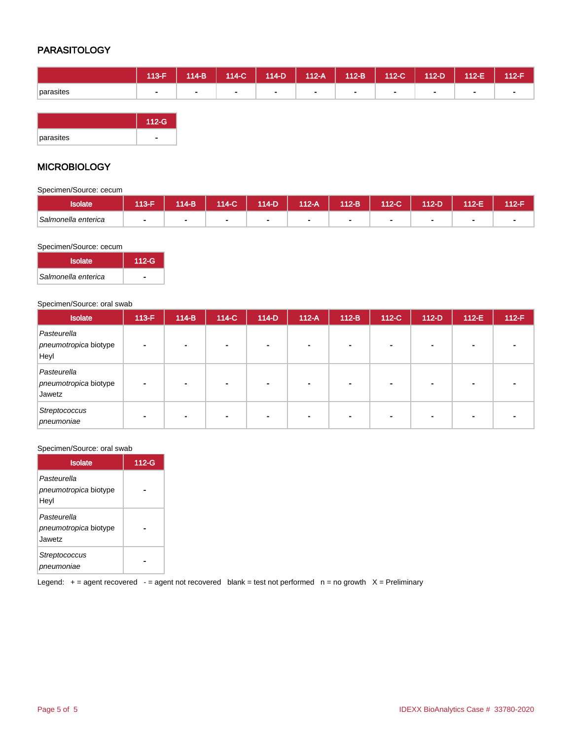## PARASITOLOGY

| | 113-F | 114-B | 114-C | 114-D | 112-A | 112-B | 112-C | 112-D | 112-E | 112-F | 112-G |
|---|---|---|---|---|---|---|---|---|---|---|---|
| parasites | - | - | - | - | - | - | - | - | - | - | - |

## MICROBIOLOGY

Specimen/Source: cecum

| Isolate | 113-F | 114-B | 114-C | 114-D | 112-A | 112-B | 112-C | 112-D | 112-E | 112-F | 112-G |
|---|---|---|---|---|---|---|---|---|---|---|---|
| *Salmonella enterica* | - | - | - | - | - | - | - | - | - | - | - |

Specimen/Source: oral swab

| Isolate | 113-F | 114-B | 114-C | 114-D | 112-A | 112-B | 112-C | 112-D | 112-E | 112-F | 112-G |
|---|---|---|---|---|---|---|---|---|---|---|---|
| *Pasteurella pneumotropica* biotype Heyl | - | - | - | - | - | - | - | - | - | - | - |
| *Pasteurella pneumotropica* biotype Jawetz | - | - | - | - | - | - | - | - | - | - | - |
| *Streptococcus pneumoniae* | - | - | - | - | - | - | - | - | - | - | - |

Legend: + = agent recovered - = agent not recovered blank = test not performed n = no growth X = Preliminary

IDEXX BioAnalytics Case # 33780-2020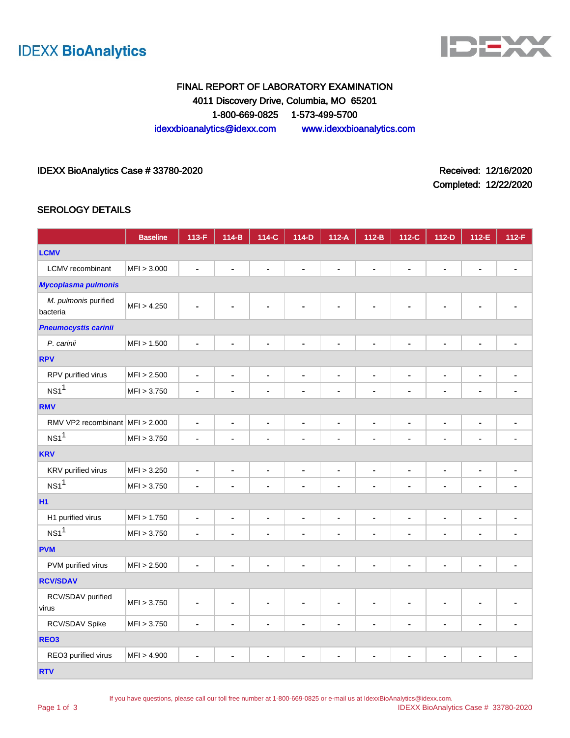IDEXX BioAnalytics

FINAL REPORT OF LABORATORY EXAMINATION
4011 Discovery Drive, Columbia, MO 65201
1-800-669-0825 1-573-499-5700
idexxbioanalytics@idexx.com www.idexxbioanalytics.com

IDEXX BioAnalytics Case # 33780-2020

Received: 12/16/2020
Completed: 12/22/2020

## SEROLOGY DETAILS

| | Baseline | 113-F | 114-B | 114-C | 114-D | 112-A | 112-B | 112-C | 112-D | 112-E | 112-F |
|---|---|---|---|---|---|---|---|---|---|---|---|
| **LCMV** | | | | | | | | | | | |
| LCMV recombinant | MFI > 3.000 | - | - | - | - | - | - | - | - | - | - |
| ***Mycoplasma pulmonis*** | | | | | | | | | | | |
| *M. pulmonis* purified bacteria | MFI > 4.250 | - | - | - | - | - | - | - | - | - | - |
| ***Pneumocystis carinii*** | | | | | | | | | | | |
| *P. carinii* | MFI > 1.500 | - | - | - | - | - | - | - | - | - | - |
| **RPV** | | | | | | | | | | | |
| RPV purified virus | MFI > 2.500 | - | - | - | - | - | - | - | - | - | - |
| NS1[1] | MFI > 3.750 | - | - | - | - | - | - | - | - | - | - |
| **RMV** | | | | | | | | | | | |
| RMV VP2 recombinant | MFI > 2.000 | - | - | - | - | - | - | - | - | - | - |
| NS1[1] | MFI > 3.750 | - | - | - | - | - | - | - | - | - | - |
| **KRV** | | | | | | | | | | | |
| KRV purified virus | MFI > 3.250 | - | - | - | - | - | - | - | - | - | - |
| NS1[1] | MFI > 3.750 | - | - | - | - | - | - | - | - | - | - |
| **H1** | | | | | | | | | | | |
| H1 purified virus | MFI > 1.750 | - | - | - | - | - | - | - | - | - | - |
| NS1[1] | MFI > 3.750 | - | - | - | - | - | - | - | - | - | - |
| **PVM** | | | | | | | | | | | |
| PVM purified virus | MFI > 2.500 | - | - | - | - | - | - | - | - | - | - |
| **RCV/SDAV** | | | | | | | | | | | |
| RCV/SDAV purified virus | MFI > 3.750 | - | - | - | - | - | - | - | - | - | - |
| RCV/SDAV Spike | MFI > 3.750 | - | - | - | - | - | - | - | - | - | - |
| **REO3** | | | | | | | | | | | |
| REO3 purified virus | MFI > 4.900 | - | - | - | - | - | - | - | - | - | - |
| **RTV** | | | | | | | | | | | |

If you have questions, please call our toll free number at 1-800-669-0825 or e-mail us at IdexxBioAnalytics@idexx.com.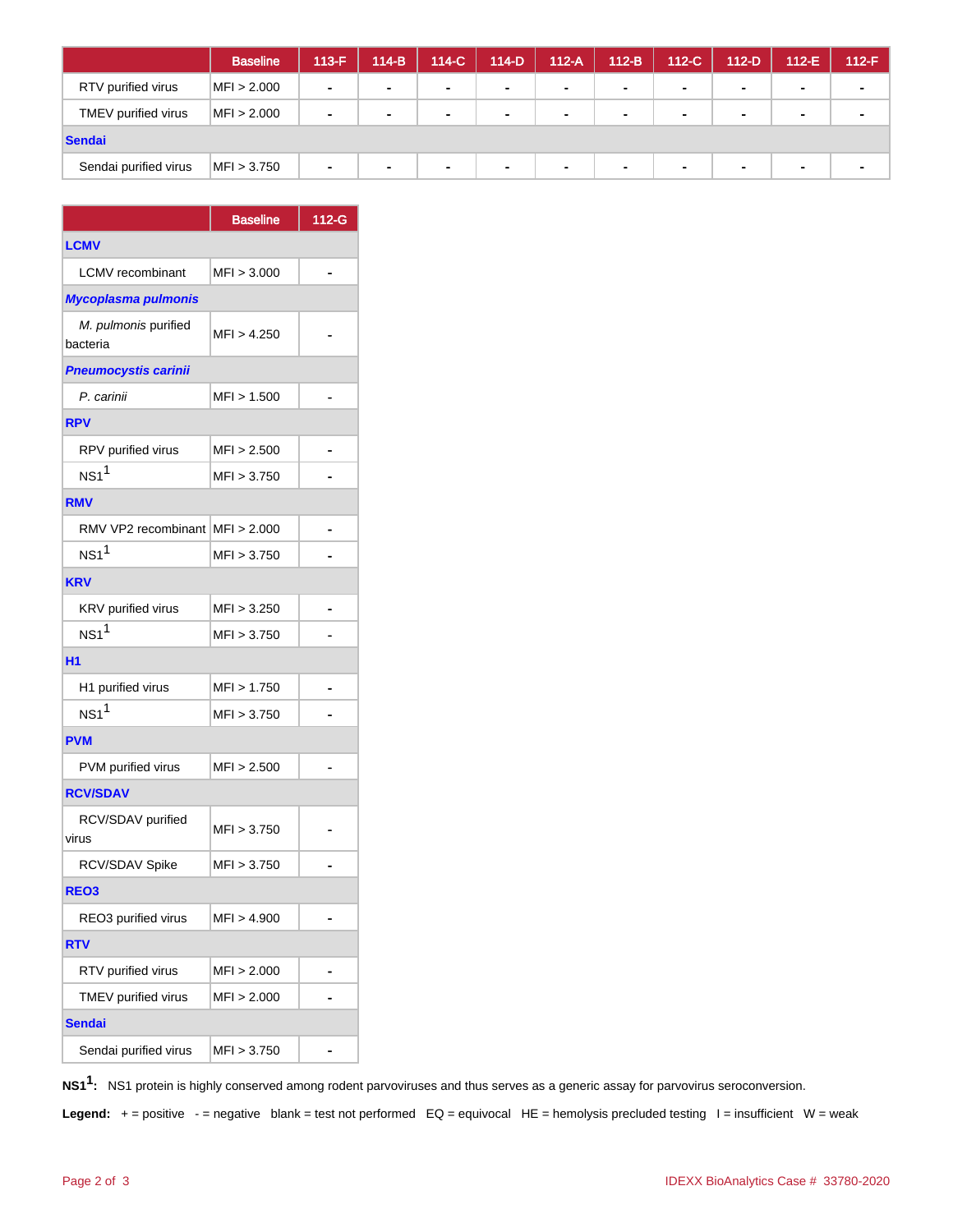| | Baseline | 113-F | 114-B | 114-C | 114-D | 112-A | 112-B | 112-C | 112-D | 112-E | 112-F |
|---|---|---|---|---|---|---|---|---|---|---|---|
| RTV purified virus | MFI > 2.000 | - | - | - | - | - | - | - | - | - | - |
| TMEV purified virus | MFI > 2.000 | - | - | - | - | - | - | - | - | - | - |
| **Sendai** | | | | | | | | | | | |
| Sendai purified virus | MFI > 3.750 | - | - | - | - | - | - | - | - | - | - |

| | Baseline | 112-G |
|---|---|---|
| **LCMV** | | |
| LCMV recombinant | MFI > 3.000 | - |
| ***Mycoplasma pulmonis*** | | |
| *M. pulmonis* purified bacteria | MFI > 4.250 | - |
| ***Pneumocystis carinii*** | | |
| *P. carinii* | MFI > 1.500 | - |
| **RPV** | | |
| RPV purified virus | MFI > 2.500 | - |
| NS1[1] | MFI > 3.750 | - |
| **RMV** | | |
| RMV VP2 recombinant | MFI > 2.000 | - |
| NS1[1] | MFI > 3.750 | - |
| **KRV** | | |
| KRV purified virus | MFI > 3.250 | - |
| NS1[1] | MFI > 3.750 | - |
| **H1** | | |
| H1 purified virus | MFI > 1.750 | - |
| NS1[1] | MFI > 3.750 | - |
| **PVM** | | |
| PVM purified virus | MFI > 2.500 | - |
| **RCV/SDAV** | | |
| RCV/SDAV purified virus | MFI > 3.750 | - |
| RCV/SDAV Spike | MFI > 3.750 | - |
| **REO3** | | |
| REO3 purified virus | MFI > 4.900 | - |
| **RTV** | | |
| RTV purified virus | MFI > 2.000 | - |
| TMEV purified virus | MFI > 2.000 | - |
| **Sendai** | | |
| Sendai purified virus | MFI > 3.750 | - |

**NS1[1]:** NS1 protein is highly conserved among rodent parvoviruses and thus serves as a generic assay for parvovirus seroconversion.

**Legend:** + = positive - = negative blank = test not performed EQ = equivocal HE = hemolysis precluded testing I = insufficient W = weak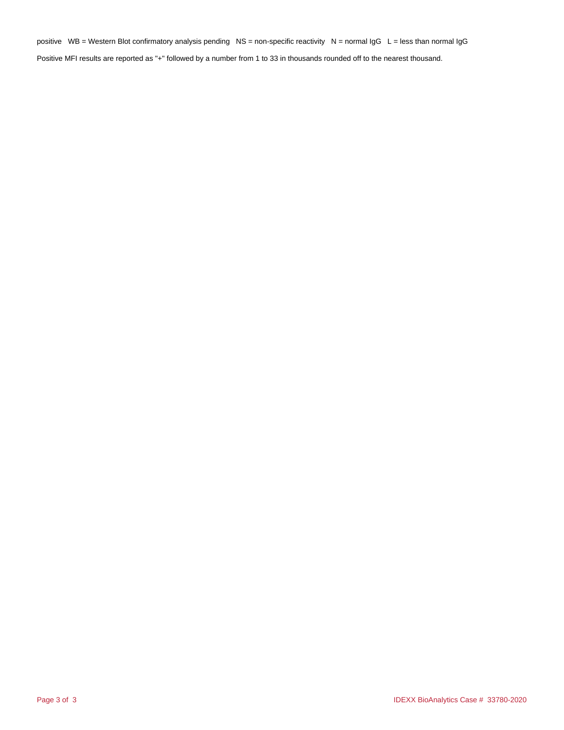positive   WB = Western Blot confirmatory analysis pending   NS = non-specific reactivity   N = normal IgG   L = less than normal IgG

Positive MFI results are reported as "+" followed by a number from 1 to 33 in thousands rounded off to the nearest thousand.